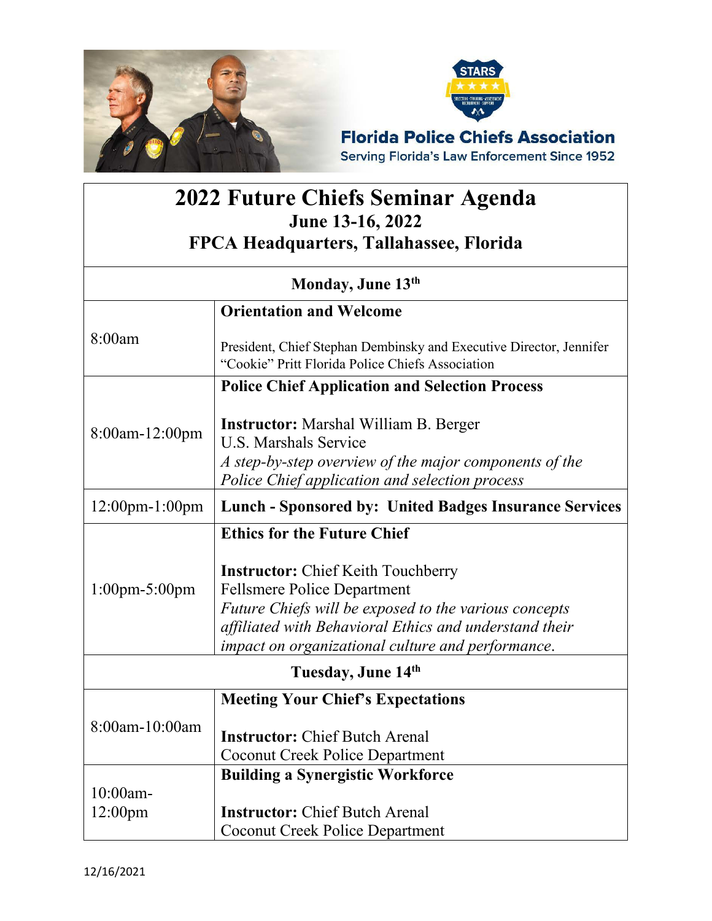**Florida Police Chiefs Association**
Serving Florida's Law Enforcement Since 1952

# 2022 Future Chiefs Seminar Agenda
## June 13-16, 2022
## FPCA Headquarters, Tallahassee, Florida

| Monday, June 13th | |
|---|---|
| 8:00am | **Orientation and Welcome**<br><br>President, Chief Stephan Dembinsky and Executive Director, Jennifer "Cookie" Pritt Florida Police Chiefs Association |
| 8:00am-12:00pm | **Police Chief Application and Selection Process**<br><br>**Instructor:** Marshal William B. Berger<br>U.S. Marshals Service<br>*A step-by-step overview of the major components of the Police Chief application and selection process* |
| 12:00pm-1:00pm | **Lunch - Sponsored by: United Badges Insurance Services** |
| 1:00pm-5:00pm | **Ethics for the Future Chief**<br><br>**Instructor:** Chief Keith Touchberry<br>Fellsmere Police Department<br>*Future Chiefs will be exposed to the various concepts affiliated with Behavioral Ethics and understand their impact on organizational culture and performance.* |
| **Tuesday, June 14th** | |
| 8:00am-10:00am | **Meeting Your Chief's Expectations**<br><br>**Instructor:** Chief Butch Arenal<br>Coconut Creek Police Department |
| 10:00am-12:00pm | **Building a Synergistic Workforce**<br><br>**Instructor:** Chief Butch Arenal<br>Coconut Creek Police Department |

12/16/2021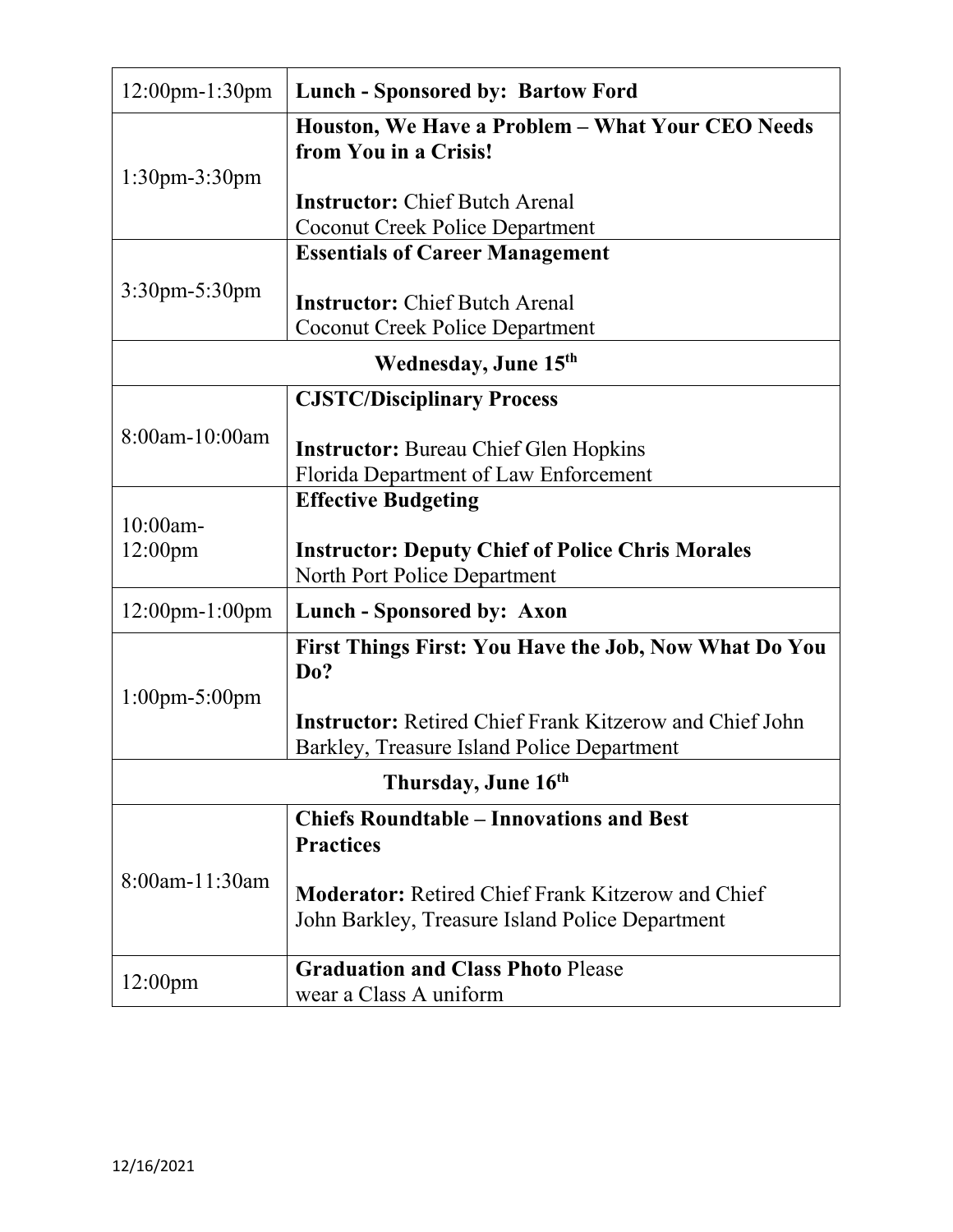| | |
|---|---|
| 12:00pm-1:30pm | **Lunch - Sponsored by: Bartow Ford** |
| 1:30pm-3:30pm | **Houston, We Have a Problem – What Your CEO Needs from You in a Crisis!**<br><br>**Instructor:** Chief Butch Arenal<br>Coconut Creek Police Department |
| 3:30pm-5:30pm | **Essentials of Career Management**<br><br>**Instructor:** Chief Butch Arenal<br>Coconut Creek Police Department |
| **Wednesday, June 15th** | |
| 8:00am-10:00am | **CJSTC/Disciplinary Process**<br><br>**Instructor:** Bureau Chief Glen Hopkins<br>Florida Department of Law Enforcement |
| 10:00am-12:00pm | **Effective Budgeting**<br><br>**Instructor: Deputy Chief of Police Chris Morales**<br>North Port Police Department |
| 12:00pm-1:00pm | **Lunch - Sponsored by: Axon** |
| 1:00pm-5:00pm | **First Things First: You Have the Job, Now What Do You Do?**<br><br>**Instructor:** Retired Chief Frank Kitzerow and Chief John Barkley, Treasure Island Police Department |
| **Thursday, June 16th** | |
| 8:00am-11:30am | **Chiefs Roundtable – Innovations and Best Practices**<br><br>**Moderator:** Retired Chief Frank Kitzerow and Chief John Barkley, Treasure Island Police Department |
| 12:00pm | **Graduation and Class Photo** Please wear a Class A uniform |

12/16/2021